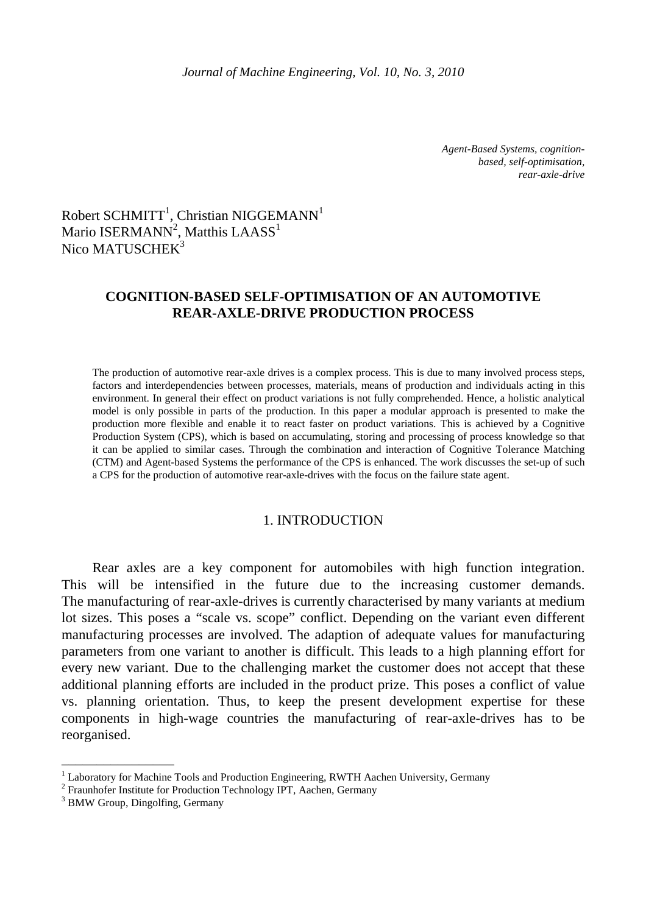*Agent-Based Systems, cognition-based, self-optimisation, rear-axle-drive*

Robert SCHMITT[1], Christian NIGGEMANN[1]
Mario ISERMANN[2], Matthis LAASS[1]
Nico MATUSCHEK[3]

# COGNITION-BASED SELF-OPTIMISATION OF AN AUTOMOTIVE REAR-AXLE-DRIVE PRODUCTION PROCESS

The production of automotive rear-axle drives is a complex process. This is due to many involved process steps, factors and interdependencies between processes, materials, means of production and individuals acting in this environment. In general their effect on product variations is not fully comprehended. Hence, a holistic analytical model is only possible in parts of the production. In this paper a modular approach is presented to make the production more flexible and enable it to react faster on product variations. This is achieved by a Cognitive Production System (CPS), which is based on accumulating, storing and processing of process knowledge so that it can be applied to similar cases. Through the combination and interaction of Cognitive Tolerance Matching (CTM) and Agent-based Systems the performance of the CPS is enhanced. The work discusses the set-up of such a CPS for the production of automotive rear-axle-drives with the focus on the failure state agent.

## 1. INTRODUCTION

Rear axles are a key component for automobiles with high function integration. This will be intensified in the future due to the increasing customer demands. The manufacturing of rear-axle-drives is currently characterised by many variants at medium lot sizes. This poses a "scale vs. scope" conflict. Depending on the variant even different manufacturing processes are involved. The adaption of adequate values for manufacturing parameters from one variant to another is difficult. This leads to a high planning effort for every new variant. Due to the challenging market the customer does not accept that these additional planning efforts are included in the product prize. This poses a conflict of value vs. planning orientation. Thus, to keep the present development expertise for these components in high-wage countries the manufacturing of rear-axle-drives has to be reorganised.

---

[1] Laboratory for Machine Tools and Production Engineering, RWTH Aachen University, Germany
[2] Fraunhofer Institute for Production Technology IPT, Aachen, Germany
[3] BMW Group, Dingolfing, Germany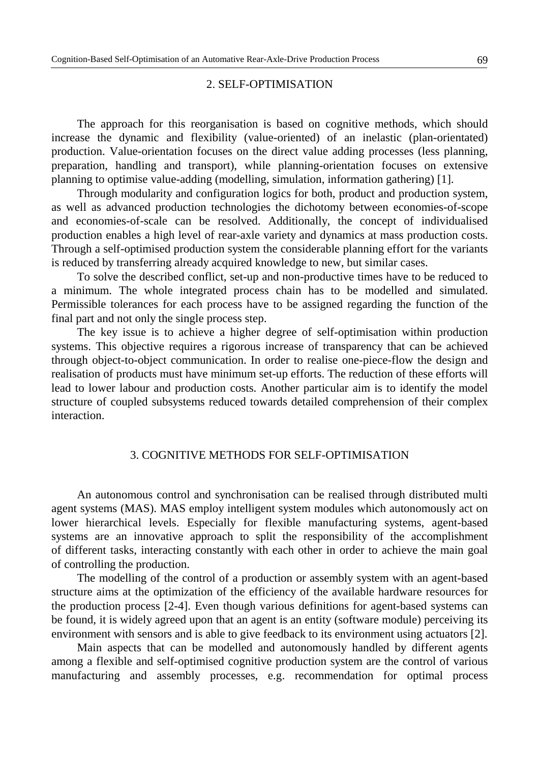## 2. SELF-OPTIMISATION

The approach for this reorganisation is based on cognitive methods, which should increase the dynamic and flexibility (value-oriented) of an inelastic (plan-orientated) production. Value-orientation focuses on the direct value adding processes (less planning, preparation, handling and transport), while planning-orientation focuses on extensive planning to optimise value-adding (modelling, simulation, information gathering) [1].

Through modularity and configuration logics for both, product and production system, as well as advanced production technologies the dichotomy between economies-of-scope and economies-of-scale can be resolved. Additionally, the concept of individualised production enables a high level of rear-axle variety and dynamics at mass production costs. Through a self-optimised production system the considerable planning effort for the variants is reduced by transferring already acquired knowledge to new, but similar cases.

To solve the described conflict, set-up and non-productive times have to be reduced to a minimum. The whole integrated process chain has to be modelled and simulated. Permissible tolerances for each process have to be assigned regarding the function of the final part and not only the single process step.

The key issue is to achieve a higher degree of self-optimisation within production systems. This objective requires a rigorous increase of transparency that can be achieved through object-to-object communication. In order to realise one-piece-flow the design and realisation of products must have minimum set-up efforts. The reduction of these efforts will lead to lower labour and production costs. Another particular aim is to identify the model structure of coupled subsystems reduced towards detailed comprehension of their complex interaction.

## 3. COGNITIVE METHODS FOR SELF-OPTIMISATION

An autonomous control and synchronisation can be realised through distributed multi agent systems (MAS). MAS employ intelligent system modules which autonomously act on lower hierarchical levels. Especially for flexible manufacturing systems, agent-based systems are an innovative approach to split the responsibility of the accomplishment of different tasks, interacting constantly with each other in order to achieve the main goal of controlling the production.

The modelling of the control of a production or assembly system with an agent-based structure aims at the optimization of the efficiency of the available hardware resources for the production process [2-4]. Even though various definitions for agent-based systems can be found, it is widely agreed upon that an agent is an entity (software module) perceiving its environment with sensors and is able to give feedback to its environment using actuators [2].

Main aspects that can be modelled and autonomously handled by different agents among a flexible and self-optimised cognitive production system are the control of various manufacturing and assembly processes, e.g. recommendation for optimal process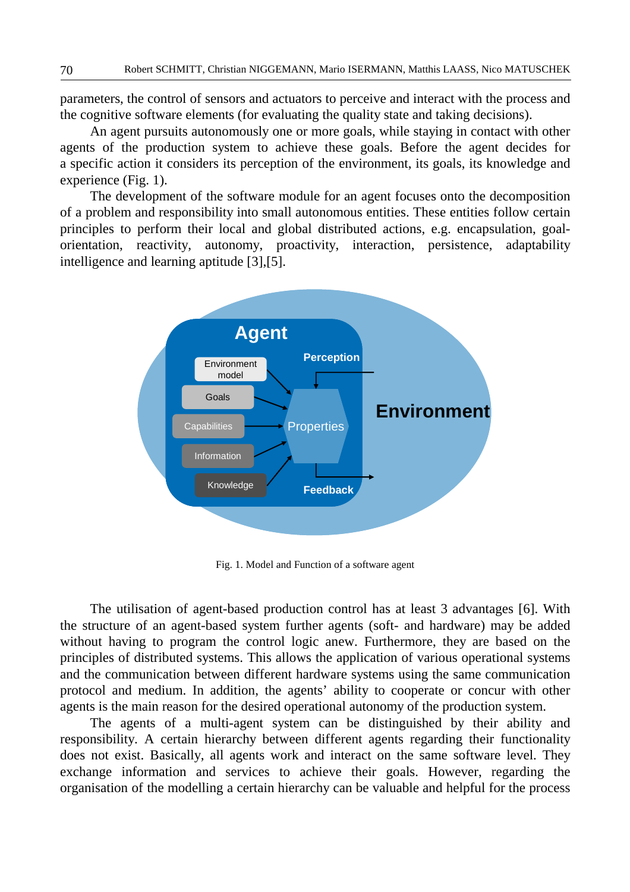parameters, the control of sensors and actuators to perceive and interact with the process and the cognitive software elements (for evaluating the quality state and taking decisions).

An agent pursuits autonomously one or more goals, while staying in contact with other agents of the production system to achieve these goals. Before the agent decides for a specific action it considers its perception of the environment, its goals, its knowledge and experience (Fig. 1).

The development of the software module for an agent focuses onto the decomposition of a problem and responsibility into small autonomous entities. These entities follow certain principles to perform their local and global distributed actions, e.g. encapsulation, goal-orientation, reactivity, autonomy, proactivity, interaction, persistence, adaptability intelligence and learning aptitude [3],[5].

Fig. 1. Model and Function of a software agent

The utilisation of agent-based production control has at least 3 advantages [6]. With the structure of an agent-based system further agents (soft- and hardware) may be added without having to program the control logic anew. Furthermore, they are based on the principles of distributed systems. This allows the application of various operational systems and the communication between different hardware systems using the same communication protocol and medium. In addition, the agents' ability to cooperate or concur with other agents is the main reason for the desired operational autonomy of the production system.

The agents of a multi-agent system can be distinguished by their ability and responsibility. A certain hierarchy between different agents regarding their functionality does not exist. Basically, all agents work and interact on the same software level. They exchange information and services to achieve their goals. However, regarding the organisation of the modelling a certain hierarchy can be valuable and helpful for the process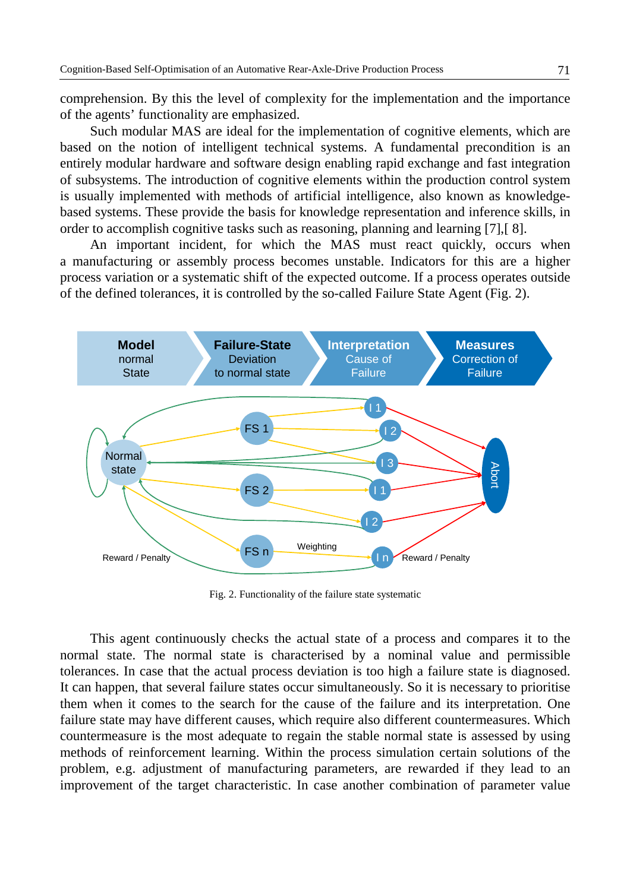comprehension. By this the level of complexity for the implementation and the importance of the agents' functionality are emphasized.

Such modular MAS are ideal for the implementation of cognitive elements, which are based on the notion of intelligent technical systems. A fundamental precondition is an entirely modular hardware and software design enabling rapid exchange and fast integration of subsystems. The introduction of cognitive elements within the production control system is usually implemented with methods of artificial intelligence, also known as knowledge-based systems. These provide the basis for knowledge representation and inference skills, in order to accomplish cognitive tasks such as reasoning, planning and learning [7],[ 8].

An important incident, for which the MAS must react quickly, occurs when a manufacturing or assembly process becomes unstable. Indicators for this are a higher process variation or a systematic shift of the expected outcome. If a process operates outside of the defined tolerances, it is controlled by the so-called Failure State Agent (Fig. 2).

Fig. 2. Functionality of the failure state systematic

This agent continuously checks the actual state of a process and compares it to the normal state. The normal state is characterised by a nominal value and permissible tolerances. In case that the actual process deviation is too high a failure state is diagnosed. It can happen, that several failure states occur simultaneously. So it is necessary to prioritise them when it comes to the search for the cause of the failure and its interpretation. One failure state may have different causes, which require also different countermeasures. Which countermeasure is the most adequate to regain the stable normal state is assessed by using methods of reinforcement learning. Within the process simulation certain solutions of the problem, e.g. adjustment of manufacturing parameters, are rewarded if they lead to an improvement of the target characteristic. In case another combination of parameter value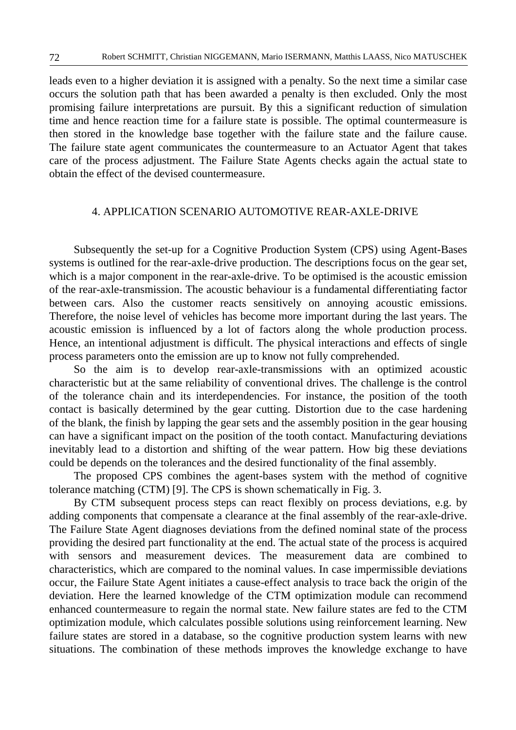leads even to a higher deviation it is assigned with a penalty. So the next time a similar case occurs the solution path that has been awarded a penalty is then excluded. Only the most promising failure interpretations are pursuit. By this a significant reduction of simulation time and hence reaction time for a failure state is possible. The optimal countermeasure is then stored in the knowledge base together with the failure state and the failure cause. The failure state agent communicates the countermeasure to an Actuator Agent that takes care of the process adjustment. The Failure State Agents checks again the actual state to obtain the effect of the devised countermeasure.

## 4. APPLICATION SCENARIO AUTOMOTIVE REAR-AXLE-DRIVE

Subsequently the set-up for a Cognitive Production System (CPS) using Agent-Bases systems is outlined for the rear-axle-drive production. The descriptions focus on the gear set, which is a major component in the rear-axle-drive. To be optimised is the acoustic emission of the rear-axle-transmission. The acoustic behaviour is a fundamental differentiating factor between cars. Also the customer reacts sensitively on annoying acoustic emissions. Therefore, the noise level of vehicles has become more important during the last years. The acoustic emission is influenced by a lot of factors along the whole production process. Hence, an intentional adjustment is difficult. The physical interactions and effects of single process parameters onto the emission are up to know not fully comprehended.

So the aim is to develop rear-axle-transmissions with an optimized acoustic characteristic but at the same reliability of conventional drives. The challenge is the control of the tolerance chain and its interdependencies. For instance, the position of the tooth contact is basically determined by the gear cutting. Distortion due to the case hardening of the blank, the finish by lapping the gear sets and the assembly position in the gear housing can have a significant impact on the position of the tooth contact. Manufacturing deviations inevitably lead to a distortion and shifting of the wear pattern. How big these deviations could be depends on the tolerances and the desired functionality of the final assembly.

The proposed CPS combines the agent-bases system with the method of cognitive tolerance matching (CTM) [9]. The CPS is shown schematically in Fig. 3.

By CTM subsequent process steps can react flexibly on process deviations, e.g. by adding components that compensate a clearance at the final assembly of the rear-axle-drive. The Failure State Agent diagnoses deviations from the defined nominal state of the process providing the desired part functionality at the end. The actual state of the process is acquired with sensors and measurement devices. The measurement data are combined to characteristics, which are compared to the nominal values. In case impermissible deviations occur, the Failure State Agent initiates a cause-effect analysis to trace back the origin of the deviation. Here the learned knowledge of the CTM optimization module can recommend enhanced countermeasure to regain the normal state. New failure states are fed to the CTM optimization module, which calculates possible solutions using reinforcement learning. New failure states are stored in a database, so the cognitive production system learns with new situations. The combination of these methods improves the knowledge exchange to have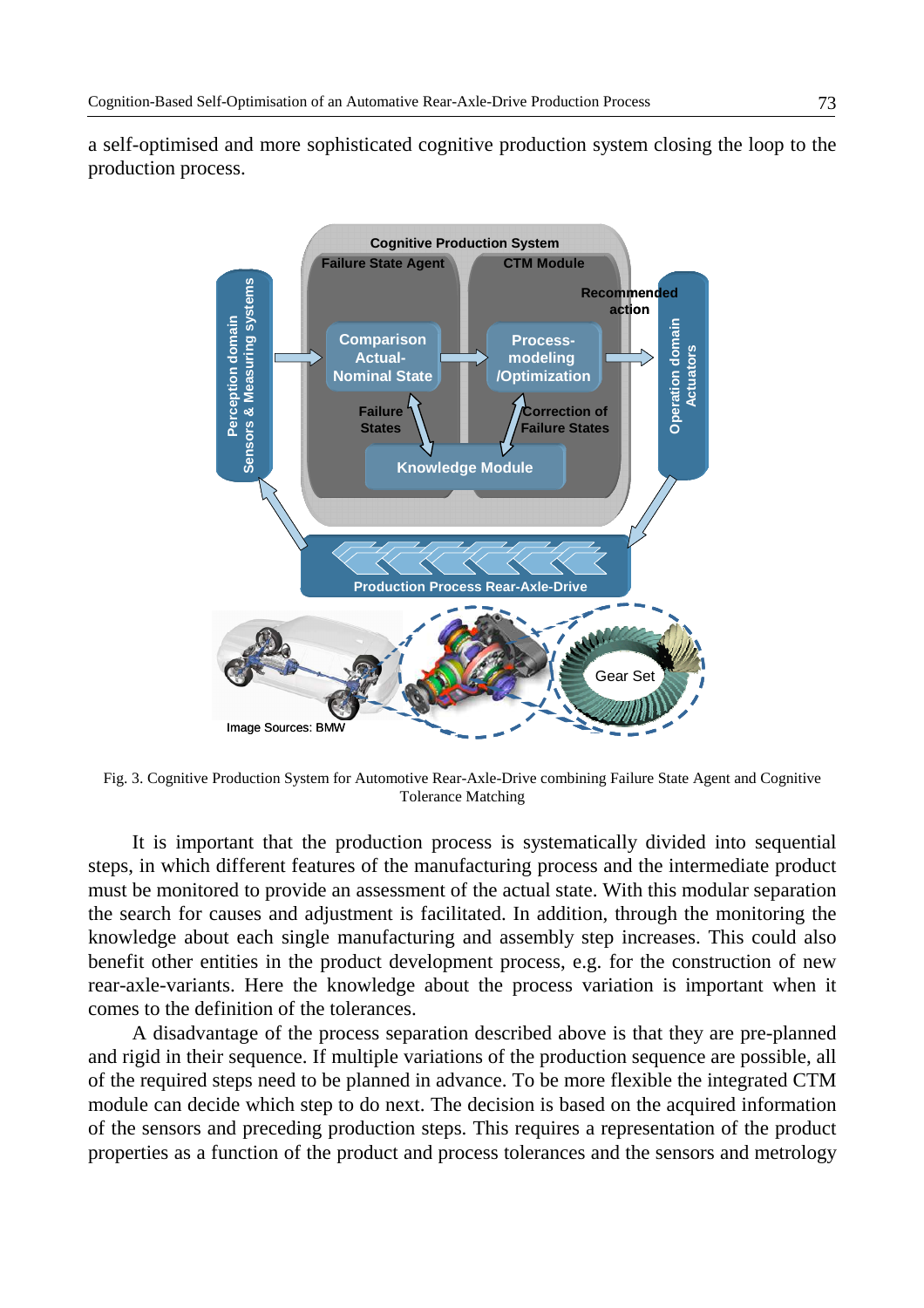a self-optimised and more sophisticated cognitive production system closing the loop to the production process.

Fig. 3. Cognitive Production System for Automotive Rear-Axle-Drive combining Failure State Agent and Cognitive Tolerance Matching

It is important that the production process is systematically divided into sequential steps, in which different features of the manufacturing process and the intermediate product must be monitored to provide an assessment of the actual state. With this modular separation the search for causes and adjustment is facilitated. In addition, through the monitoring the knowledge about each single manufacturing and assembly step increases. This could also benefit other entities in the product development process, e.g. for the construction of new rear-axle-variants. Here the knowledge about the process variation is important when it comes to the definition of the tolerances.

A disadvantage of the process separation described above is that they are pre-planned and rigid in their sequence. If multiple variations of the production sequence are possible, all of the required steps need to be planned in advance. To be more flexible the integrated CTM module can decide which step to do next. The decision is based on the acquired information of the sensors and preceding production steps. This requires a representation of the product properties as a function of the product and process tolerances and the sensors and metrology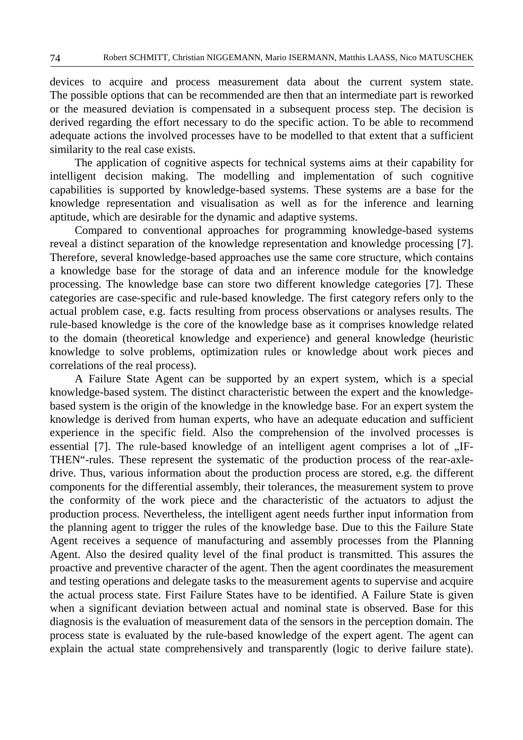devices to acquire and process measurement data about the current system state. The possible options that can be recommended are then that an intermediate part is reworked or the measured deviation is compensated in a subsequent process step. The decision is derived regarding the effort necessary to do the specific action. To be able to recommend adequate actions the involved processes have to be modelled to that extent that a sufficient similarity to the real case exists.

The application of cognitive aspects for technical systems aims at their capability for intelligent decision making. The modelling and implementation of such cognitive capabilities is supported by knowledge-based systems. These systems are a base for the knowledge representation and visualisation as well as for the inference and learning aptitude, which are desirable for the dynamic and adaptive systems.

Compared to conventional approaches for programming knowledge-based systems reveal a distinct separation of the knowledge representation and knowledge processing [7]. Therefore, several knowledge-based approaches use the same core structure, which contains a knowledge base for the storage of data and an inference module for the knowledge processing. The knowledge base can store two different knowledge categories [7]. These categories are case-specific and rule-based knowledge. The first category refers only to the actual problem case, e.g. facts resulting from process observations or analyses results. The rule-based knowledge is the core of the knowledge base as it comprises knowledge related to the domain (theoretical knowledge and experience) and general knowledge (heuristic knowledge to solve problems, optimization rules or knowledge about work pieces and correlations of the real process).

A Failure State Agent can be supported by an expert system, which is a special knowledge-based system. The distinct characteristic between the expert and the knowledge-based system is the origin of the knowledge in the knowledge base. For an expert system the knowledge is derived from human experts, who have an adequate education and sufficient experience in the specific field. Also the comprehension of the involved processes is essential [7]. The rule-based knowledge of an intelligent agent comprises a lot of „IF-THEN“-rules. These represent the systematic of the production process of the rear-axle-drive. Thus, various information about the production process are stored, e.g. the different components for the differential assembly, their tolerances, the measurement system to prove the conformity of the work piece and the characteristic of the actuators to adjust the production process. Nevertheless, the intelligent agent needs further input information from the planning agent to trigger the rules of the knowledge base. Due to this the Failure State Agent receives a sequence of manufacturing and assembly processes from the Planning Agent. Also the desired quality level of the final product is transmitted. This assures the proactive and preventive character of the agent. Then the agent coordinates the measurement and testing operations and delegate tasks to the measurement agents to supervise and acquire the actual process state. First Failure States have to be identified. A Failure State is given when a significant deviation between actual and nominal state is observed. Base for this diagnosis is the evaluation of measurement data of the sensors in the perception domain. The process state is evaluated by the rule-based knowledge of the expert agent. The agent can explain the actual state comprehensively and transparently (logic to derive failure state).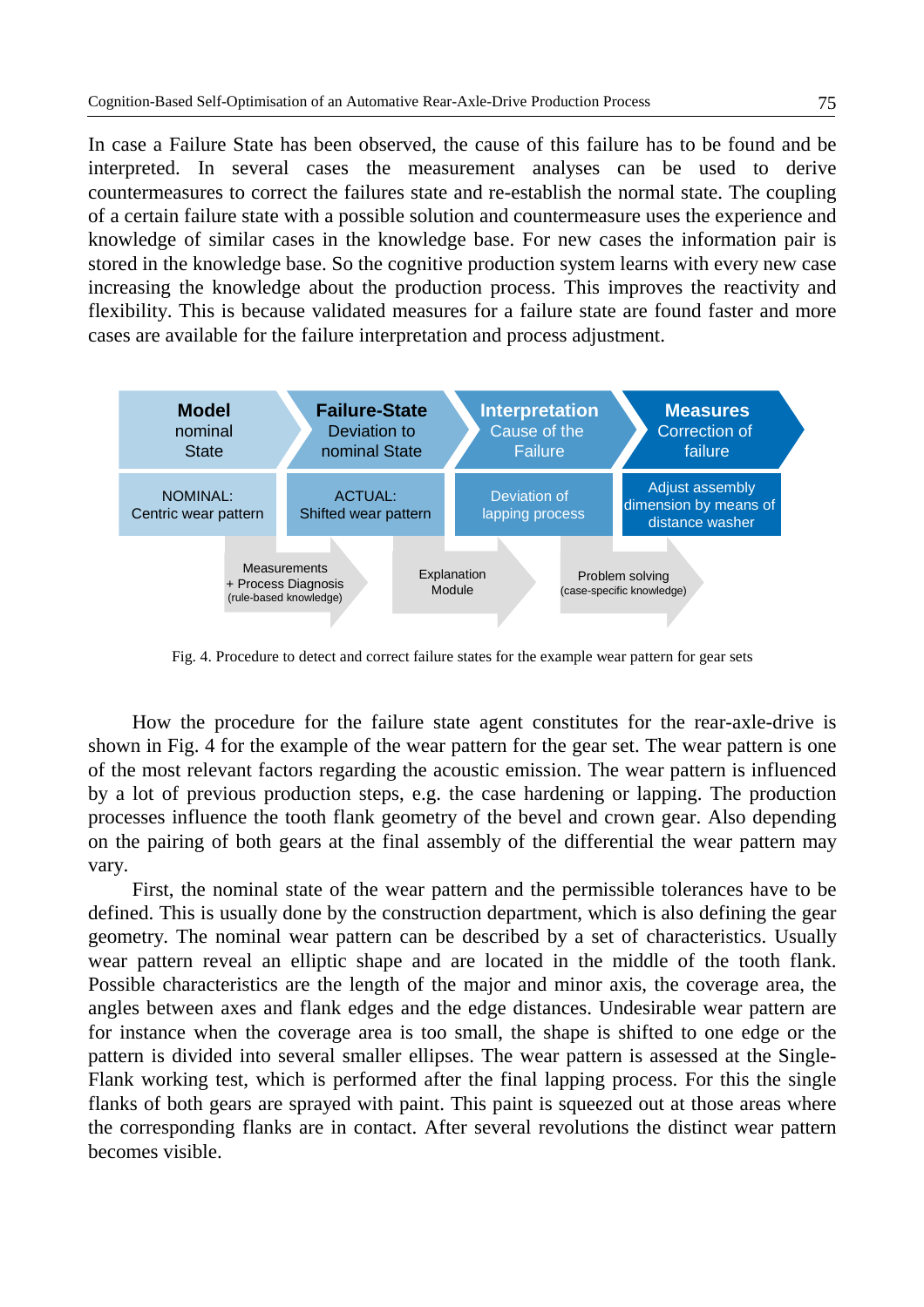In case a Failure State has been observed, the cause of this failure has to be found and be interpreted. In several cases the measurement analyses can be used to derive countermeasures to correct the failures state and re-establish the normal state. The coupling of a certain failure state with a possible solution and countermeasure uses the experience and knowledge of similar cases in the knowledge base. For new cases the information pair is stored in the knowledge base. So the cognitive production system learns with every new case increasing the knowledge about the production process. This improves the reactivity and flexibility. This is because validated measures for a failure state are found faster and more cases are available for the failure interpretation and process adjustment.

| **Model** nominal State | **Failure-State** Deviation to nominal State | **Interpretation** Cause of the Failure | **Measures** Correction of failure |
| --- | --- | --- | --- |
| NOMINAL: Centric wear pattern | ACTUAL: Shifted wear pattern | Deviation of lapping process | Adjust assembly dimension by means of distance washer |
| | Measurements + Process Diagnosis (rule-based knowledge) | Explanation Module | Problem solving (case-specific knowledge) |

Fig. 4. Procedure to detect and correct failure states for the example wear pattern for gear sets

How the procedure for the failure state agent constitutes for the rear-axle-drive is shown in Fig. 4 for the example of the wear pattern for the gear set. The wear pattern is one of the most relevant factors regarding the acoustic emission. The wear pattern is influenced by a lot of previous production steps, e.g. the case hardening or lapping. The production processes influence the tooth flank geometry of the bevel and crown gear. Also depending on the pairing of both gears at the final assembly of the differential the wear pattern may vary.

First, the nominal state of the wear pattern and the permissible tolerances have to be defined. This is usually done by the construction department, which is also defining the gear geometry. The nominal wear pattern can be described by a set of characteristics. Usually wear pattern reveal an elliptic shape and are located in the middle of the tooth flank. Possible characteristics are the length of the major and minor axis, the coverage area, the angles between axes and flank edges and the edge distances. Undesirable wear pattern are for instance when the coverage area is too small, the shape is shifted to one edge or the pattern is divided into several smaller ellipses. The wear pattern is assessed at the Single-Flank working test, which is performed after the final lapping process. For this the single flanks of both gears are sprayed with paint. This paint is squeezed out at those areas where the corresponding flanks are in contact. After several revolutions the distinct wear pattern becomes visible.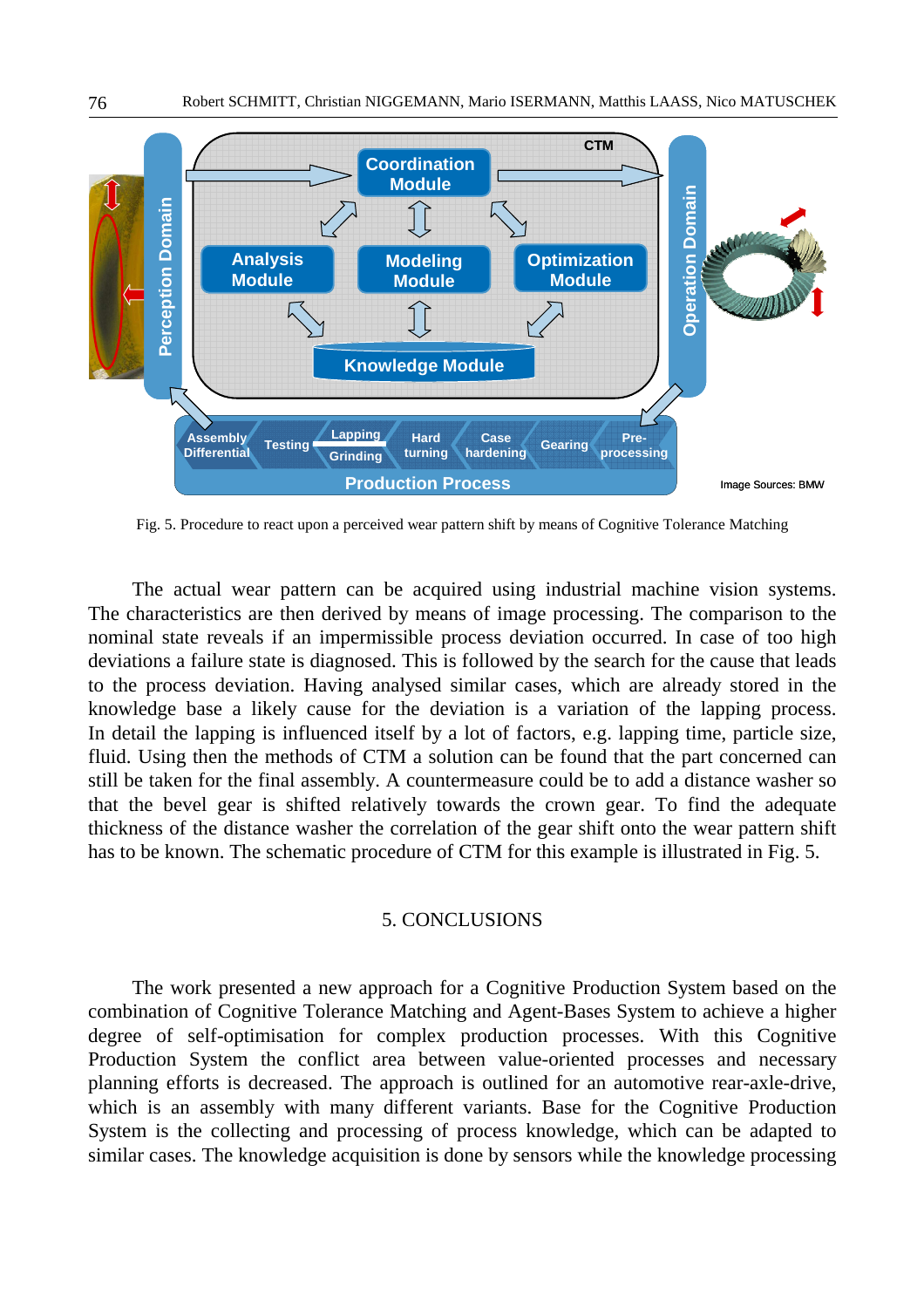Fig. 5. Procedure to react upon a perceived wear pattern shift by means of Cognitive Tolerance Matching

The actual wear pattern can be acquired using industrial machine vision systems. The characteristics are then derived by means of image processing. The comparison to the nominal state reveals if an impermissible process deviation occurred. In case of too high deviations a failure state is diagnosed. This is followed by the search for the cause that leads to the process deviation. Having analysed similar cases, which are already stored in the knowledge base a likely cause for the deviation is a variation of the lapping process. In detail the lapping is influenced itself by a lot of factors, e.g. lapping time, particle size, fluid. Using then the methods of CTM a solution can be found that the part concerned can still be taken for the final assembly. A countermeasure could be to add a distance washer so that the bevel gear is shifted relatively towards the crown gear. To find the adequate thickness of the distance washer the correlation of the gear shift onto the wear pattern shift has to be known. The schematic procedure of CTM for this example is illustrated in Fig. 5.

## 5. CONCLUSIONS

The work presented a new approach for a Cognitive Production System based on the combination of Cognitive Tolerance Matching and Agent-Bases System to achieve a higher degree of self-optimisation for complex production processes. With this Cognitive Production System the conflict area between value-oriented processes and necessary planning efforts is decreased. The approach is outlined for an automotive rear-axle-drive, which is an assembly with many different variants. Base for the Cognitive Production System is the collecting and processing of process knowledge, which can be adapted to similar cases. The knowledge acquisition is done by sensors while the knowledge processing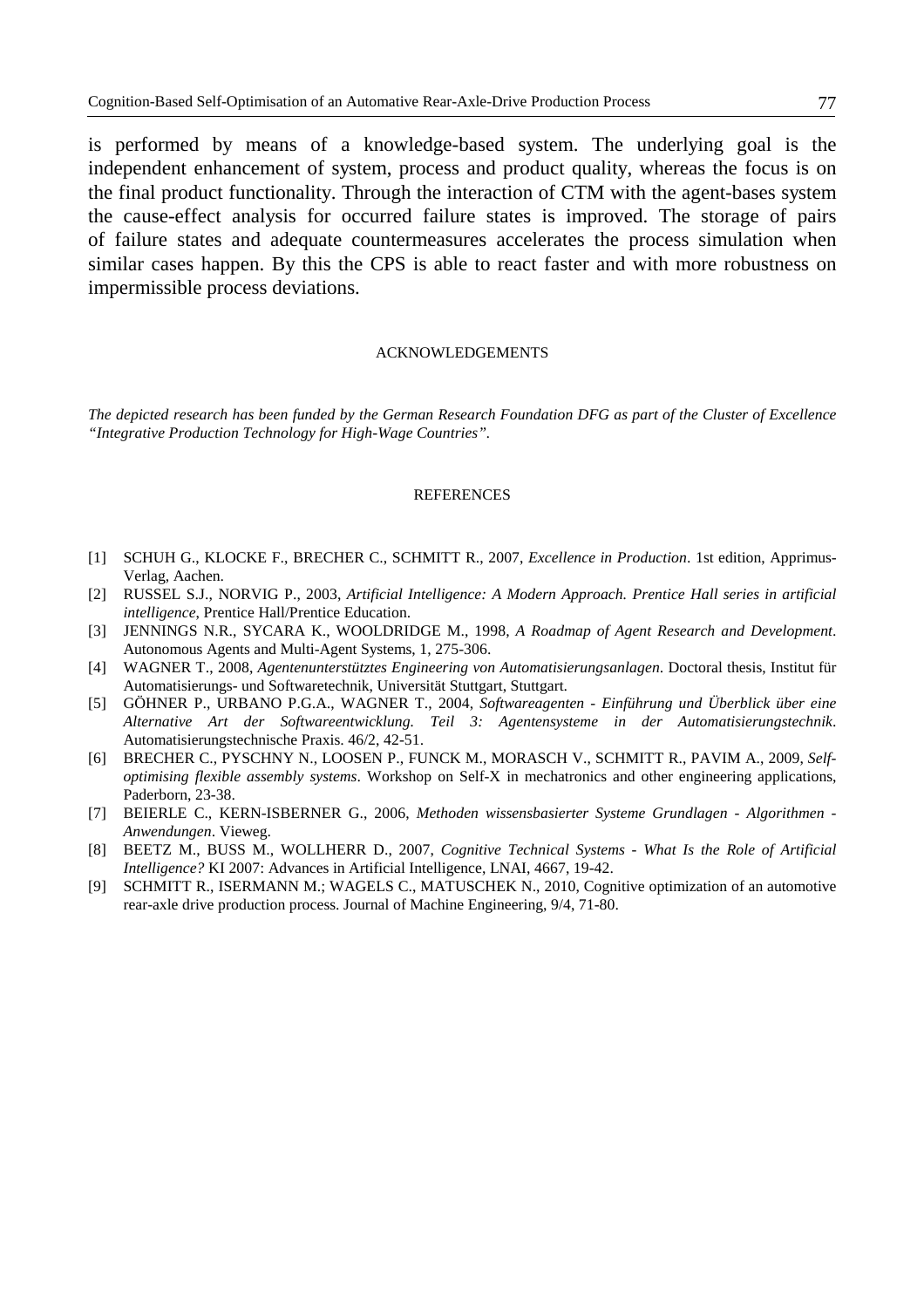is performed by means of a knowledge-based system. The underlying goal is the independent enhancement of system, process and product quality, whereas the focus is on the final product functionality. Through the interaction of CTM with the agent-bases system the cause-effect analysis for occurred failure states is improved. The storage of pairs of failure states and adequate countermeasures accelerates the process simulation when similar cases happen. By this the CPS is able to react faster and with more robustness on impermissible process deviations.

## ACKNOWLEDGEMENTS

*The depicted research has been funded by the German Research Foundation DFG as part of the Cluster of Excellence "Integrative Production Technology for High-Wage Countries".*

## REFERENCES

[1] SCHUH G., KLOCKE F., BRECHER C., SCHMITT R., 2007, *Excellence in Production*. 1st edition, Apprimus-Verlag, Aachen.

[2] RUSSEL S.J., NORVIG P., 2003, *Artificial Intelligence: A Modern Approach. Prentice Hall series in artificial intelligence*, Prentice Hall/Prentice Education.

[3] JENNINGS N.R., SYCARA K., WOOLDRIDGE M., 1998, *A Roadmap of Agent Research and Development*. Autonomous Agents and Multi-Agent Systems, 1, 275-306.

[4] WAGNER T., 2008, *Agentenunterstütztes Engineering von Automatisierungsanlagen*. Doctoral thesis, Institut für Automatisierungs- und Softwaretechnik, Universität Stuttgart, Stuttgart.

[5] GÖHNER P., URBANO P.G.A., WAGNER T., 2004, *Softwareagenten - Einführung und Überblick über eine Alternative Art der Softwareentwicklung. Teil 3: Agentensysteme in der Automatisierungstechnik*. Automatisierungstechnische Praxis. 46/2, 42-51.

[6] BRECHER C., PYSCHNY N., LOOSEN P., FUNCK M., MORASCH V., SCHMITT R., PAVIM A., 2009, *Self-optimising flexible assembly systems*. Workshop on Self-X in mechatronics and other engineering applications, Paderborn, 23-38.

[7] BEIERLE C., KERN-ISBERNER G., 2006, *Methoden wissensbasierter Systeme Grundlagen - Algorithmen - Anwendungen*. Vieweg.

[8] BEETZ M., BUSS M., WOLLHERR D., 2007, *Cognitive Technical Systems - What Is the Role of Artificial Intelligence?* KI 2007: Advances in Artificial Intelligence, LNAI, 4667, 19-42.

[9] SCHMITT R., ISERMANN M.; WAGELS C., MATUSCHEK N., 2010, Cognitive optimization of an automotive rear-axle drive production process. Journal of Machine Engineering, 9/4, 71-80.